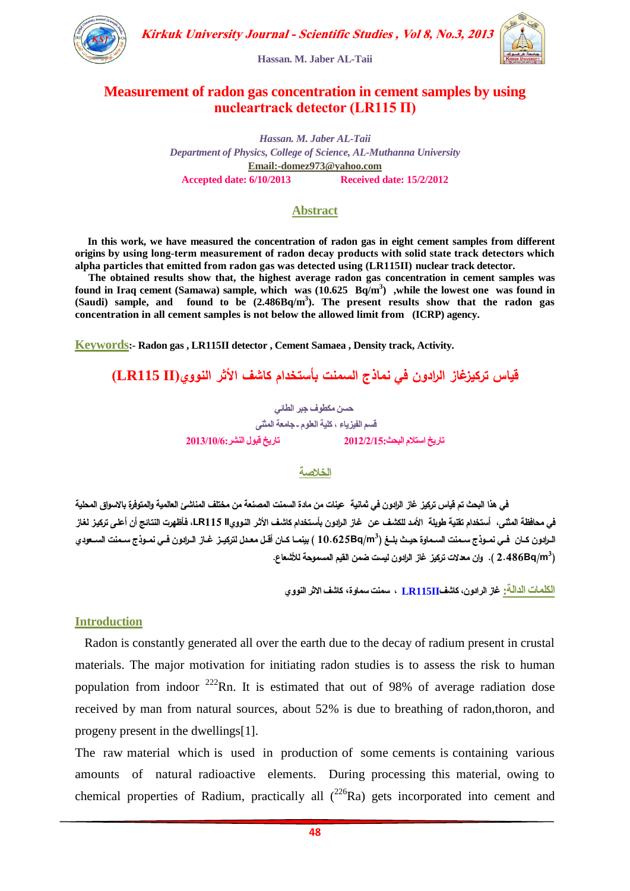# Measurement of radon gas concentration in cement samples by using nucleartrack detector (LR115 II)

*Hassan. M. Jaber AL-Taii*

*Department of Physics, College of Science, AL-Muthanna University*

**Email:-domez973@yahoo.com**

**Accepted date: 6/10/2013** **Received date: 15/2/2012**

## Abstract

**In this work, we have measured the concentration of radon gas in eight cement samples from different origins by using long-term measurement of radon decay products with solid state track detectors which alpha particles that emitted from radon gas was detected using (LR115II) nuclear track detector.**

**The obtained results show that, the highest average radon gas concentration in cement samples was found in Iraq cement (Samawa) sample, which was (10.625 $Bq/m^3$) ,while the lowest one was found in (Saudi) sample, and found to be (2.486$Bq/m^3$). The present results show that the radon gas concentration in all cement samples is not below the allowed limit from (ICRP) agency.**

**Keywords:- Radon gas , LR115II detector , Cement Samaea , Density track, Activity.**

# قياس تركيزغاز الرادون في نماذج السمنت بأستخدام كاشف الأثر النووي(LR115 II)

حسن مكطوف جبر الطائي

قسم الفيزياء ، كلية العلوم ـ جامعة المثنى

تاريخ استلام البحث:2012/2/15 تاريخ قبول النشر:2013/10/6

## الخلاصة

في هذا البحث تم قياس تركيز غاز الرادون في ثمانية عينات من مادة السمنت المصنعة من مختلف المناشئ العالمية والمتوفرة بالاسواق المحلية في محافظة المثنى، أستخدام تقنية طويلة الأمد للكشف عن غاز الرادون بأستخدام كاشف الأثر النووي LR115 II، فأظهرت النتائج أن أعلى تركيز لغاز الرادون كان في نموذج سمنت السماوة حيث بلغ ($10.625Bq/m^3$) بينما كان أقل معدل لتركيز غاز الرادون في نموذج سمنت السعودي ($2.486Bq/m^3$). وان معدلات تركيز غاز الرادون ليست ضمن القيم المسموحة للأشعاع.

**الكلمات الدالة:** غاز الرادون، كاشف LR115II ، سمنت سماوة، كاشف الأثر النووي

## Introduction

Radon is constantly generated all over the earth due to the decay of radium present in crustal materials. The major motivation for initiating radon studies is to assess the risk to human population from indoor $^{222}Rn$. It is estimated that out of 98% of average radiation dose received by man from natural sources, about 52% is due to breathing of radon,thoron, and progeny present in the dwellings[1].

The raw material which is used in production of some cements is containing various amounts of natural radioactive elements. During processing this material, owing to chemical properties of Radium, practically all ($^{226}Ra$) gets incorporated into cement and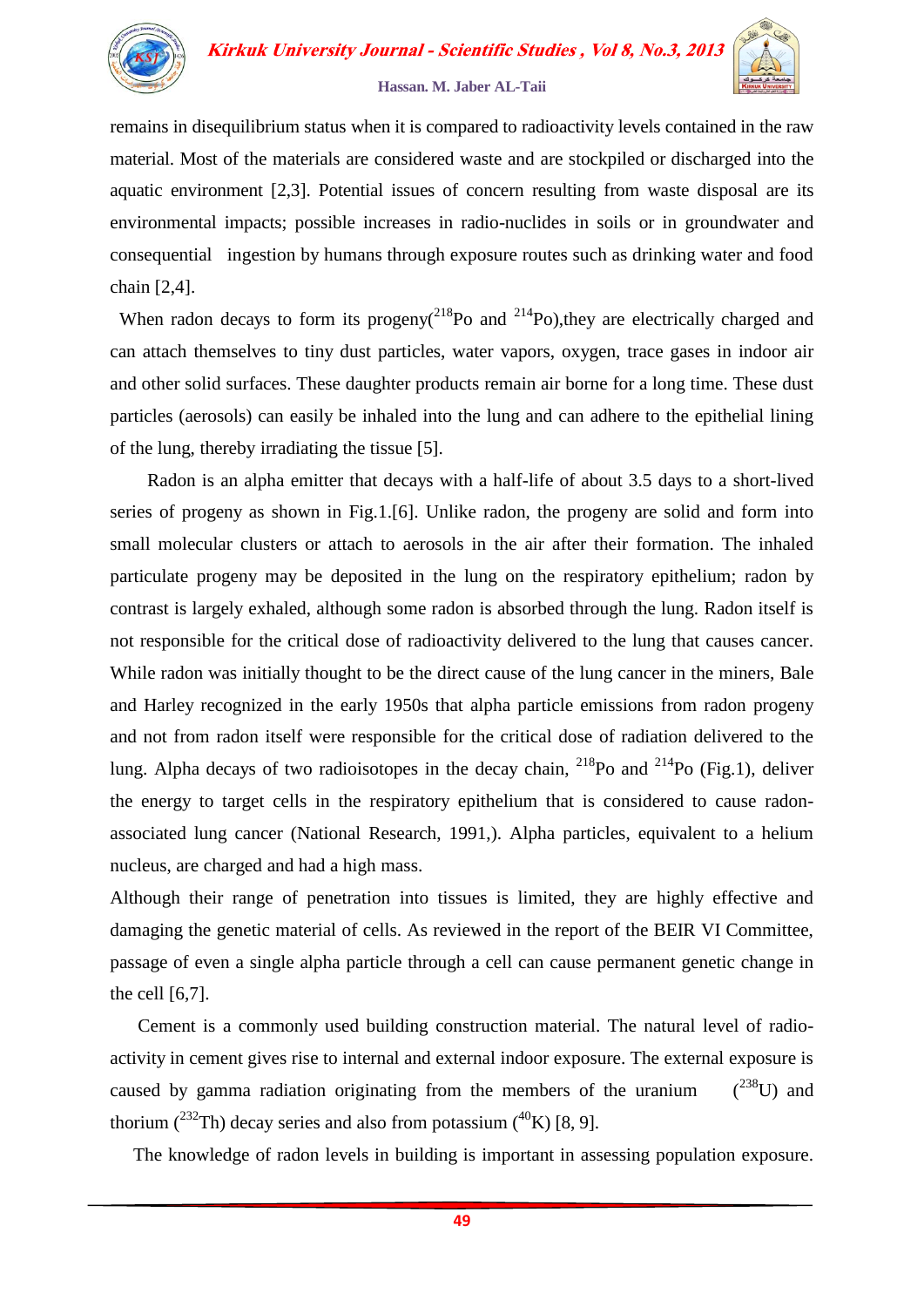remains in disequilibrium status when it is compared to radioactivity levels contained in the raw material. Most of the materials are considered waste and are stockpiled or discharged into the aquatic environment [2,3]. Potential issues of concern resulting from waste disposal are its environmental impacts; possible increases in radio-nuclides in soils or in groundwater and consequential ingestion by humans through exposure routes such as drinking water and food chain [2,4].

When radon decays to form its progeny($^{218}$Po and $^{214}$Po),they are electrically charged and can attach themselves to tiny dust particles, water vapors, oxygen, trace gases in indoor air and other solid surfaces. These daughter products remain air borne for a long time. These dust particles (aerosols) can easily be inhaled into the lung and can adhere to the epithelial lining of the lung, thereby irradiating the tissue [5].

Radon is an alpha emitter that decays with a half-life of about 3.5 days to a short-lived series of progeny as shown in Fig.1.[6]. Unlike radon, the progeny are solid and form into small molecular clusters or attach to aerosols in the air after their formation. The inhaled particulate progeny may be deposited in the lung on the respiratory epithelium; radon by contrast is largely exhaled, although some radon is absorbed through the lung. Radon itself is not responsible for the critical dose of radioactivity delivered to the lung that causes cancer. While radon was initially thought to be the direct cause of the lung cancer in the miners, Bale and Harley recognized in the early 1950s that alpha particle emissions from radon progeny and not from radon itself were responsible for the critical dose of radiation delivered to the lung. Alpha decays of two radioisotopes in the decay chain, $^{218}$Po and $^{214}$Po (Fig.1), deliver the energy to target cells in the respiratory epithelium that is considered to cause radon-associated lung cancer (National Research, 1991,). Alpha particles, equivalent to a helium nucleus, are charged and had a high mass.

Although their range of penetration into tissues is limited, they are highly effective and damaging the genetic material of cells. As reviewed in the report of the BEIR VI Committee, passage of even a single alpha particle through a cell can cause permanent genetic change in the cell [6,7].

Cement is a commonly used building construction material. The natural level of radio-activity in cement gives rise to internal and external indoor exposure. The external exposure is caused by gamma radiation originating from the members of the uranium ($^{238}$U) and thorium ($^{232}$Th) decay series and also from potassium ($^{40}$K) [8, 9].

The knowledge of radon levels in building is important in assessing population exposure.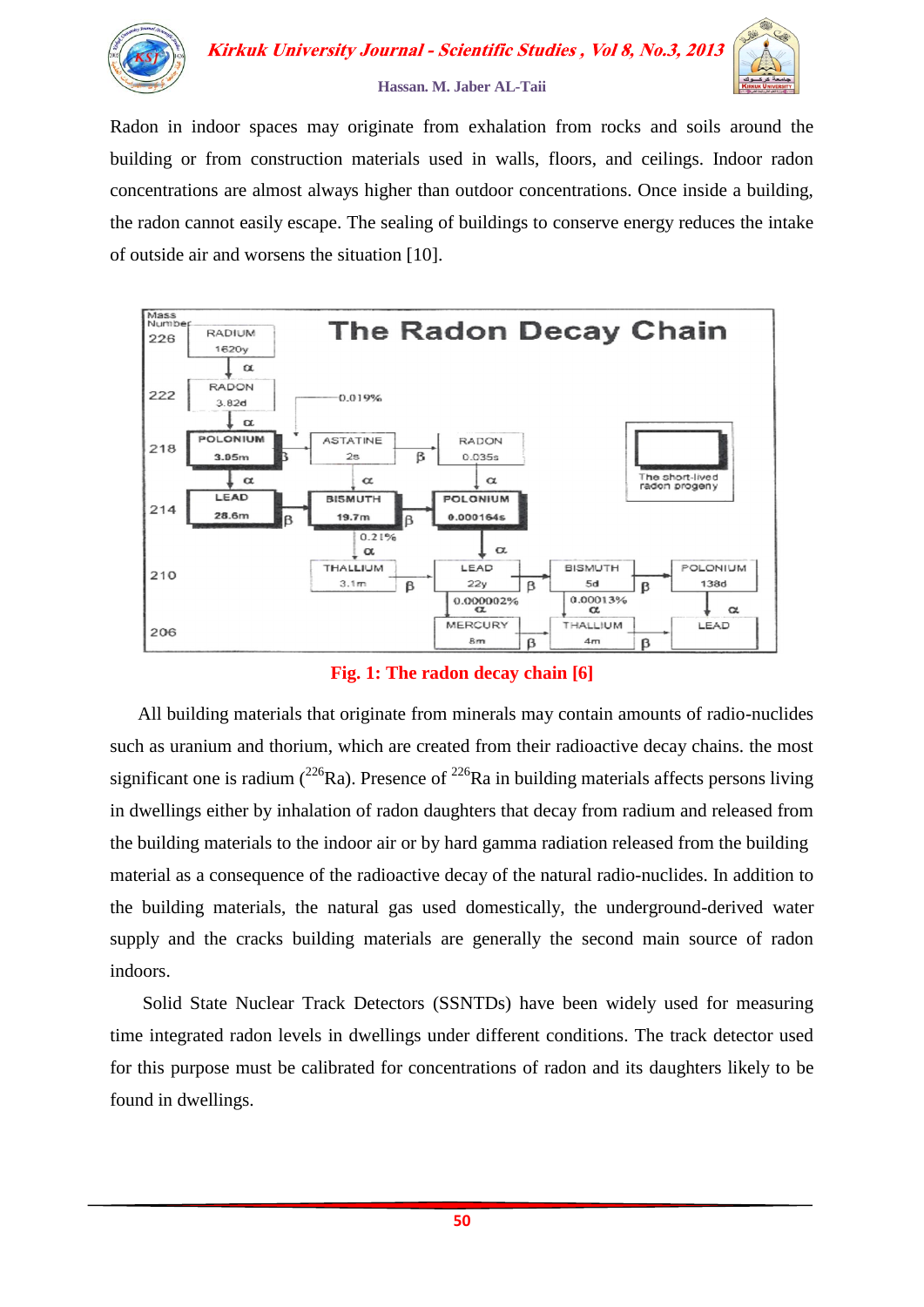Radon in indoor spaces may originate from exhalation from rocks and soils around the building or from construction materials used in walls, floors, and ceilings. Indoor radon concentrations are almost always higher than outdoor concentrations. Once inside a building, the radon cannot easily escape. The sealing of buildings to conserve energy reduces the intake of outside air and worsens the situation [10].

**Fig. 1: The radon decay chain [6]**

All building materials that originate from minerals may contain amounts of radio-nuclides such as uranium and thorium, which are created from their radioactive decay chains. the most significant one is radium ($^{226}$Ra). Presence of $^{226}$Ra in building materials affects persons living in dwellings either by inhalation of radon daughters that decay from radium and released from the building materials to the indoor air or by hard gamma radiation released from the building material as a consequence of the radioactive decay of the natural radio-nuclides. In addition to the building materials, the natural gas used domestically, the underground-derived water supply and the cracks building materials are generally the second main source of radon indoors.

Solid State Nuclear Track Detectors (SSNTDs) have been widely used for measuring time integrated radon levels in dwellings under different conditions. The track detector used for this purpose must be calibrated for concentrations of radon and its daughters likely to be found in dwellings.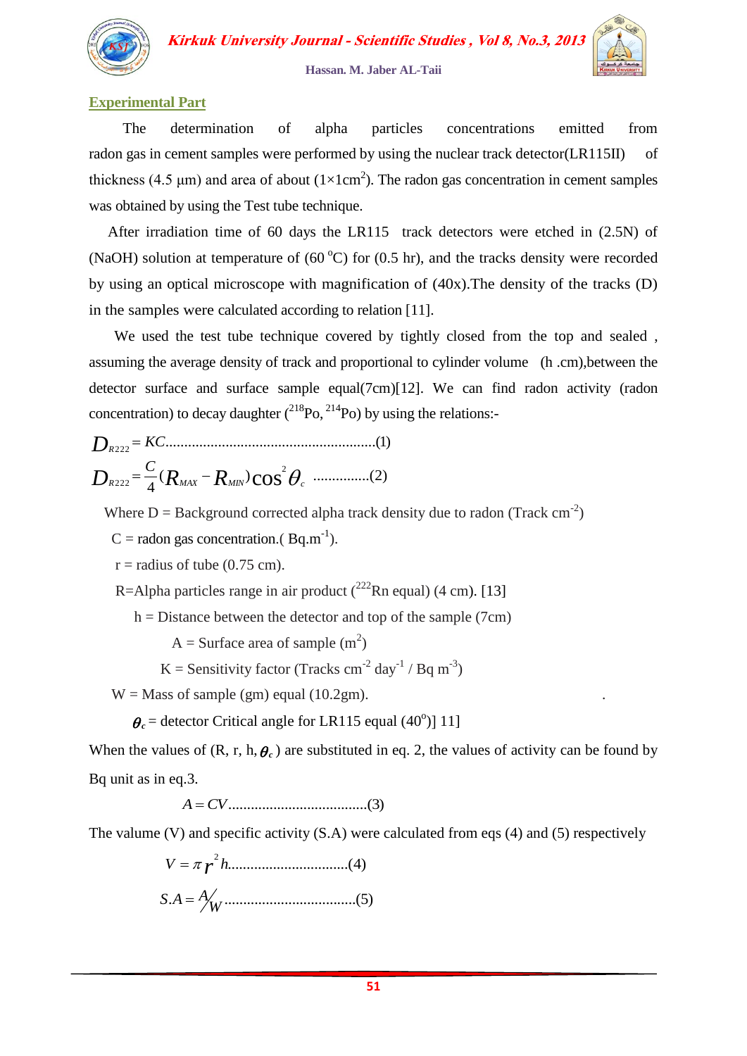## Experimental Part

The determination of alpha particles concentrations emitted from radon gas in cement samples were performed by using the nuclear track detector(LR115II) of thickness (4.5 μm) and area of about ($1\times1 cm^2$). The radon gas concentration in cement samples was obtained by using the Test tube technique.

After irradiation time of 60 days the LR115 track detectors were etched in (2.5N) of (NaOH) solution at temperature of (60 $^oC$) for (0.5 hr), and the tracks density were recorded by using an optical microscope with magnification of (40x).The density of the tracks (D) in the samples were calculated according to relation [11].

We used the test tube technique covered by tightly closed from the top and sealed , assuming the average density of track and proportional to cylinder volume (h .cm),between the detector surface and surface sample equal(7cm)[12]. We can find radon activity (radon concentration) to decay daughter ($^{218}Po$, $^{214}Po$) by using the relations:-

$$D_{R222} = KC \qquad (1)$$

$$D_{R222} = \frac{C}{4}(R_{MAX} - R_{MIN})\cos^2\theta_c \qquad (2)$$

Where D = Background corrected alpha track density due to radon (Track $cm^{-2}$)

C = radon gas concentration.( $Bq.m^{-1}$).

r = radius of tube (0.75 cm).

R=Alpha particles range in air product ($^{222}Rn$ equal) (4 cm). [13]

h = Distance between the detector and top of the sample (7cm)

A = Surface area of sample ($m^2$)

K = Sensitivity factor (Tracks $cm^{-2}$ $day^{-1}$ / Bq $m^{-3}$)

W = Mass of sample (gm) equal (10.2gm).

$\theta_c$ = detector Critical angle for LR115 equal ($40^o$)] 11]

When the values of (R, r, h, $\theta_c$) are substituted in eq. 2, the values of activity can be found by Bq unit as in eq.3.

$$A = CV \qquad (3)$$

The valume (V) and specific activity (S.A) were calculated from eqs (4) and (5) respectively

$$V = \pi r^2 h \qquad (4)$$

$$S.A = A/W \qquad (5)$$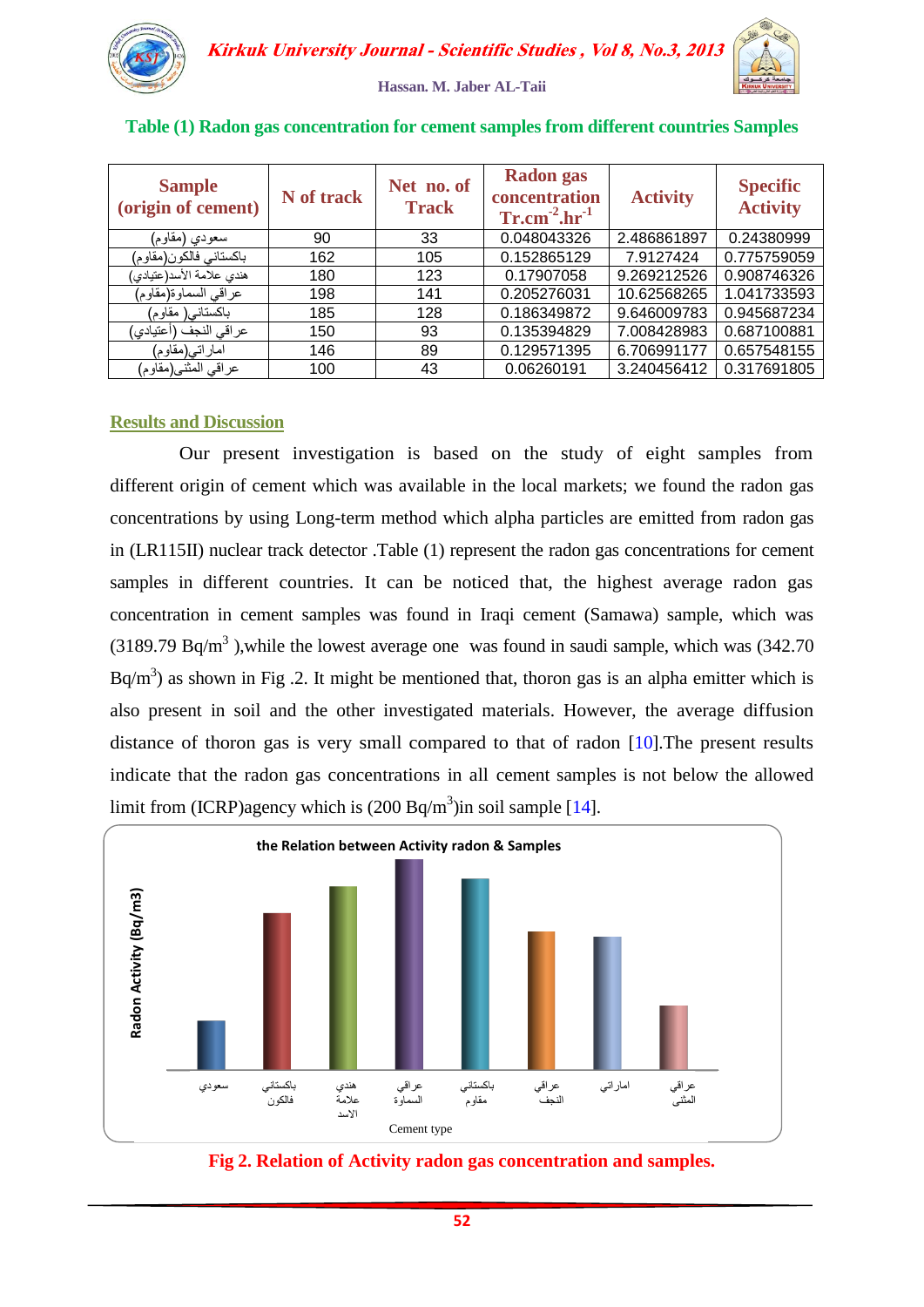**Table (1) Radon gas concentration for cement samples from different countries Samples**

| Sample (origin of cement) | N of track | Net no. of Track | Radon gas concentration Tr.cm$^{-2}$.hr$^{-1}$ | Activity | Specific Activity |
|---|---|---|---|---|---|
| سعودي (مقاوم) | 90 | 33 | 0.048043326 | 2.486861897 | 0.24380999 |
| باكستاني فالكون(مقاوم) | 162 | 105 | 0.152865129 | 7.9127424 | 0.775759059 |
| هندي علامة الأسد(عتيادي) | 180 | 123 | 0.17907058 | 9.269212526 | 0.908746326 |
| عراقي السماوة(مقاوم) | 198 | 141 | 0.205276031 | 10.62568265 | 1.041733593 |
| باكستاني( مقاوم) | 185 | 128 | 0.186349872 | 9.646009783 | 0.945687234 |
| عراقي النجف (أعتيادي) | 150 | 93 | 0.135394829 | 7.008428983 | 0.687100881 |
| اماراتي(مقاوم) | 146 | 89 | 0.129571395 | 6.706991177 | 0.657548155 |
| عراقي المثنى(مقاوم) | 100 | 43 | 0.06260191 | 3.240456412 | 0.317691805 |

## Results and Discussion

Our present investigation is based on the study of eight samples from different origin of cement which was available in the local markets; we found the radon gas concentrations by using Long-term method which alpha particles are emitted from radon gas in (LR115II) nuclear track detector .Table (1) represent the radon gas concentrations for cement samples in different countries. It can be noticed that, the highest average radon gas concentration in cement samples was found in Iraqi cement (Samawa) sample, which was (3189.79 Bq/m$^3$ ),while the lowest average one was found in saudi sample, which was (342.70 Bq/m$^3$) as shown in Fig .2. It might be mentioned that, thoron gas is an alpha emitter which is also present in soil and the other investigated materials. However, the average diffusion distance of thoron gas is very small compared to that of radon [10].The present results indicate that the radon gas concentrations in all cement samples is not below the allowed limit from (ICRP)agency which is (200 Bq/m$^3$)in soil sample [14].

**Fig 2. Relation of Activity radon gas concentration and samples.**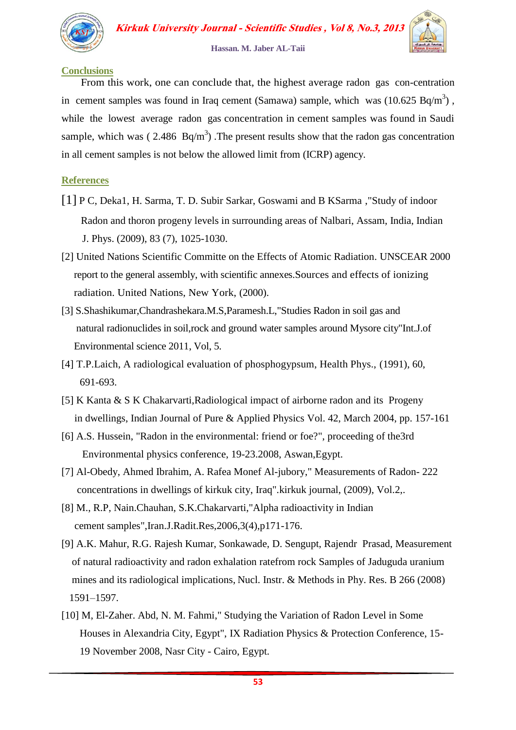## Conclusions

From this work, one can conclude that, the highest average radon gas con-centration in cement samples was found in Iraq cement (Samawa) sample, which was (10.625 Bq/m$^3$) , while the lowest average radon gas concentration in cement samples was found in Saudi sample, which was ( 2.486 Bq/m$^3$) .The present results show that the radon gas concentration in all cement samples is not below the allowed limit from (ICRP) agency.

## References

[1] P C, Deka1, H. Sarma, T. D. Subir Sarkar, Goswami and B KSarma ,"Study of indoor Radon and thoron progeny levels in surrounding areas of Nalbari, Assam, India, Indian J. Phys. (2009), 83 (7), 1025-1030.

[2] United Nations Scientific Committe on the Effects of Atomic Radiation. UNSCEAR 2000 report to the general assembly, with scientific annexes.Sources and effects of ionizing radiation. United Nations, New York, (2000).

[3] S.Shashikumar,Chandrashekara.M.S,Paramesh.L,"Studies Radon in soil gas and natural radionuclides in soil,rock and ground water samples around Mysore city"Int.J.of Environmental science 2011, Vol, 5.

[4] T.P.Laich, A radiological evaluation of phosphogypsum, Health Phys., (1991), 60, 691-693.

[5] K Kanta & S K Chakarvarti,Radiological impact of airborne radon and its Progeny in dwellings, Indian Journal of Pure & Applied Physics Vol. 42, March 2004, pp. 157-161

[6] A.S. Hussein, "Radon in the environmental: friend or foe?", proceeding of the3rd Environmental physics conference, 19-23.2008, Aswan,Egypt.

[7] Al-Obedy, Ahmed Ibrahim, A. Rafea Monef Al-jubory," Measurements of Radon- 222 concentrations in dwellings of kirkuk city, Iraq".kirkuk journal, (2009), Vol.2,.

[8] M., R.P, Nain.Chauhan, S.K.Chakarvarti,"Alpha radioactivity in Indian cement samples",Iran.J.Radit.Res,2006,3(4),p171-176.

[9] A.K. Mahur, R.G. Rajesh Kumar, Sonkawade, D. Sengupt, Rajendr Prasad, Measurement of natural radioactivity and radon exhalation ratefrom rock Samples of Jaduguda uranium mines and its radiological implications, Nucl. Instr. & Methods in Phy. Res. B 266 (2008) 1591–1597.

[10] M, El-Zaher. Abd, N. M. Fahmi," Studying the Variation of Radon Level in Some Houses in Alexandria City, Egypt", IX Radiation Physics & Protection Conference, 15-19 November 2008, Nasr City - Cairo, Egypt.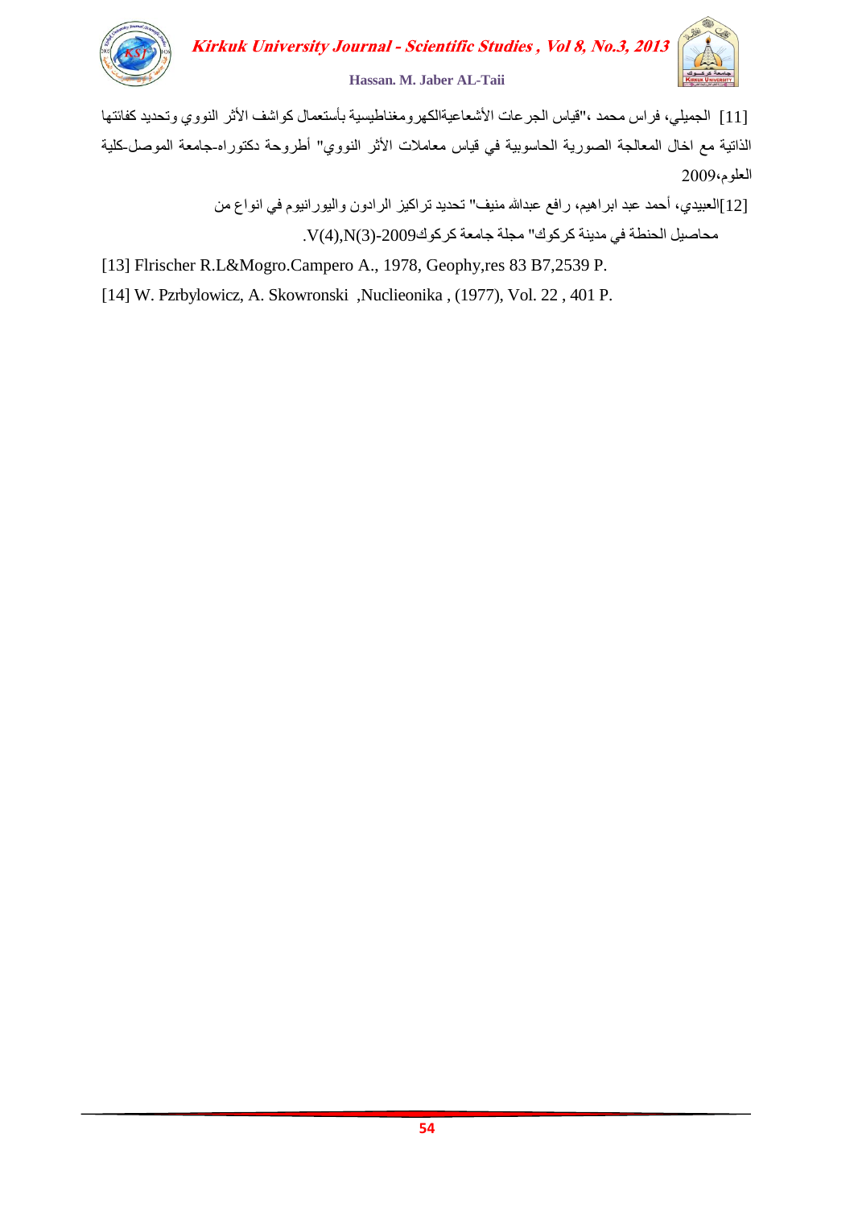[11] الجميلي، فراس محمد ،"قياس الجرعات الأشعاعيةالكهرومغناطيسية بأستعمال كواشف الأثر النووي وتحديد كفائتها الذاتية مع اخال المعالجة الصورية الحاسوبية في قياس معاملات الأثر النووي" أطروحة دكتوراه-جامعة الموصل-كلية العلوم،2009

[12]العبيدي، أحمد عبد ابراهيم، رافع عبدالله منيف" تحديد تراكيز الرادون واليورانيوم في انواع من محاصيل الحنطة في مدينة كركوك" مجلة جامعة كركوك2009-(3)V(4),N.

[13] Flrischer R.L&Mogro.Campero A., 1978, Geophy,res 83 B7,2539 P.

[14] W. Pzrbylowicz, A. Skowronski ,Nuclieonika , (1977), Vol. 22 , 401 P.